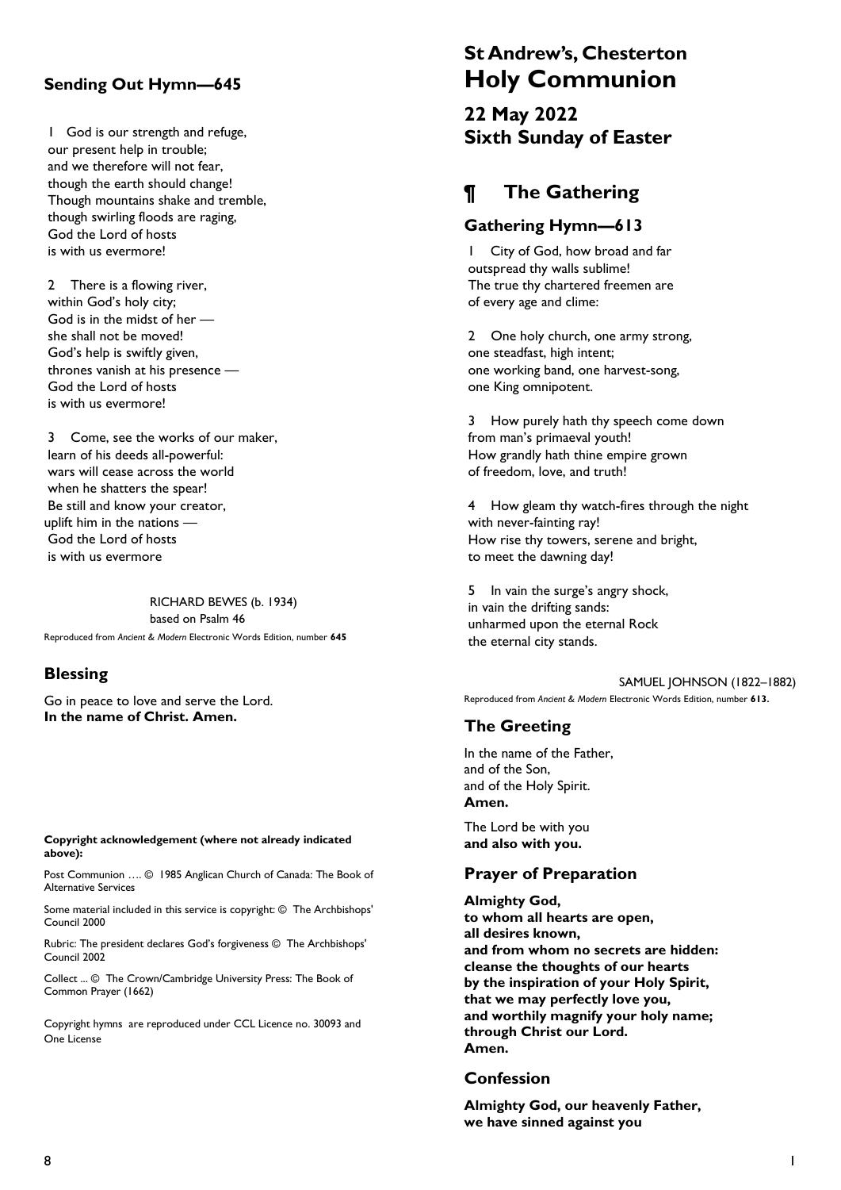## Sending Out Hymn—645

1 God is our strength and refuge,
our present help in trouble;
and we therefore will not fear,
though the earth should change!
Though mountains shake and tremble,
though swirling floods are raging,
God the Lord of hosts
is with us evermore!

2 There is a flowing river,
within God's holy city;
God is in the midst of her —
she shall not be moved!
God's help is swiftly given,
thrones vanish at his presence —
God the Lord of hosts
is with us evermore!

3 Come, see the works of our maker,
learn of his deeds all-powerful:
wars will cease across the world
when he shatters the spear!
Be still and know your creator,
uplift him in the nations —
God the Lord of hosts
is with us evermore

RICHARD BEWES (b. 1934)
based on Psalm 46

Reproduced from *Ancient & Modern* Electronic Words Edition, number **645**

## Blessing

Go in peace to love and serve the Lord.
**In the name of Christ. Amen.**

**Copyright acknowledgement (where not already indicated above):**

Post Communion …. © 1985 Anglican Church of Canada: The Book of Alternative Services

Some material included in this service is copyright: © The Archbishops' Council 2000

Rubric: The president declares God's forgiveness © The Archbishops' Council 2002

Collect ... © The Crown/Cambridge University Press: The Book of Common Prayer (1662)

Copyright hymns are reproduced under CCL Licence no. 30093 and One License

# St Andrew's, Chesterton
# Holy Communion

## 22 May 2022
## Sixth Sunday of Easter

# ¶ The Gathering

## Gathering Hymn—613

1 City of God, how broad and far
outspread thy walls sublime!
The true thy chartered freemen are
of every age and clime:

2 One holy church, one army strong,
one steadfast, high intent;
one working band, one harvest-song,
one King omnipotent.

3 How purely hath thy speech come down
from man's primaeval youth!
How grandly hath thine empire grown
of freedom, love, and truth!

4 How gleam thy watch-fires through the night
with never-fainting ray!
How rise thy towers, serene and bright,
to meet the dawning day!

5 In vain the surge's angry shock,
in vain the drifting sands:
unharmed upon the eternal Rock
the eternal city stands.

SAMUEL JOHNSON (1822–1882)

Reproduced from *Ancient & Modern* Electronic Words Edition, number **613.**

## The Greeting

In the name of the Father,
and of the Son,
and of the Holy Spirit.
**Amen.**

The Lord be with you
**and also with you.**

## Prayer of Preparation

**Almighty God,
to whom all hearts are open,
all desires known,
and from whom no secrets are hidden:
cleanse the thoughts of our hearts
by the inspiration of your Holy Spirit,
that we may perfectly love you,
and worthily magnify your holy name;
through Christ our Lord.
Amen.**

## Confession

**Almighty God, our heavenly Father,
we have sinned against you**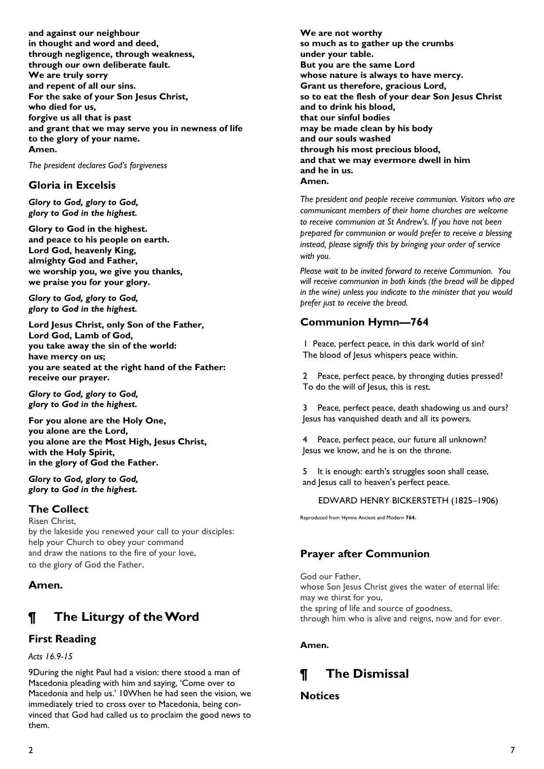**and against our neighbour**
**in thought and word and deed,**
**through negligence, through weakness,**
**through our own deliberate fault.**
**We are truly sorry**
**and repent of all our sins.**
**For the sake of your Son Jesus Christ,**
**who died for us,**
**forgive us all that is past**
**and grant that we may serve you in newness of life**
**to the glory of your name.**
**Amen.**

*The president declares God's forgiveness*

### Gloria in Excelsis

***Glory to God, glory to God,***
***glory to God in the highest.***

**Glory to God in the highest.**
**and peace to his people on earth.**
**Lord God, heavenly King,**
**almighty God and Father,**
**we worship you, we give you thanks,**
**we praise you for your glory.**

***Glory to God, glory to God,***
***glory to God in the highest.***

**Lord Jesus Christ, only Son of the Father,**
**Lord God, Lamb of God,**
**you take away the sin of the world:**
**have mercy on us;**
**you are seated at the right hand of the Father:**
**receive our prayer.**

***Glory to God, glory to God,***
***glory to God in the highest.***

**For you alone are the Holy One,**
**you alone are the Lord,**
**you alone are the Most High, Jesus Christ,**
**with the Holy Spirit,**
**in the glory of God the Father.**

***Glory to God, glory to God,***
***glory to God in the highest.***

### The Collect

Risen Christ,
by the lakeside you renewed your call to your disciples:
help your Church to obey your command
and draw the nations to the fire of your love,
to the glory of God the Father.

**Amen.**

## ¶ The Liturgy of the Word

### First Reading

*Acts 16.9-15*

9During the night Paul had a vision: there stood a man of Macedonia pleading with him and saying, 'Come over to Macedonia and help us.' 10When he had seen the vision, we immediately tried to cross over to Macedonia, being convinced that God had called us to proclaim the good news to them.

**We are not worthy**
**so much as to gather up the crumbs**
**under your table.**
**But you are the same Lord**
**whose nature is always to have mercy.**
**Grant us therefore, gracious Lord,**
**so to eat the flesh of your dear Son Jesus Christ**
**and to drink his blood,**
**that our sinful bodies**
**may be made clean by his body**
**and our souls washed**
**through his most precious blood,**
**and that we may evermore dwell in him**
**and he in us.**
**Amen.**

*The president and people receive communion. Visitors who are communicant members of their home churches are welcome to receive communion at St Andrew's. If you have not been prepared for communion or would prefer to receive a blessing instead, please signify this by bringing your order of service with you.*

*Please wait to be invited forward to receive Communion. You will receive communion in both kinds (the bread will be dipped in the wine) unless you indicate to the minister that you would prefer just to receive the bread.*

### Communion Hymn—764

1 Peace, perfect peace, in this dark world of sin?
The blood of Jesus whispers peace within.

2 Peace, perfect peace, by thronging duties pressed?
To do the will of Jesus, this is rest.

3 Peace, perfect peace, death shadowing us and ours?
Jesus has vanquished death and all its powers.

4 Peace, perfect peace, our future all unknown?
Jesus we know, and he is on the throne.

5 It is enough: earth's struggles soon shall cease,
and Jesus call to heaven's perfect peace.

EDWARD HENRY BICKERSTETH (1825–1906)

Reproduced from Hymns Ancient and Modern **764.**

### Prayer after Communion

God our Father,
whose Son Jesus Christ gives the water of eternal life:
may we thirst for you,
the spring of life and source of goodness,
through him who is alive and reigns, now and for ever.

**Amen.**

## ¶ The Dismissal

### Notices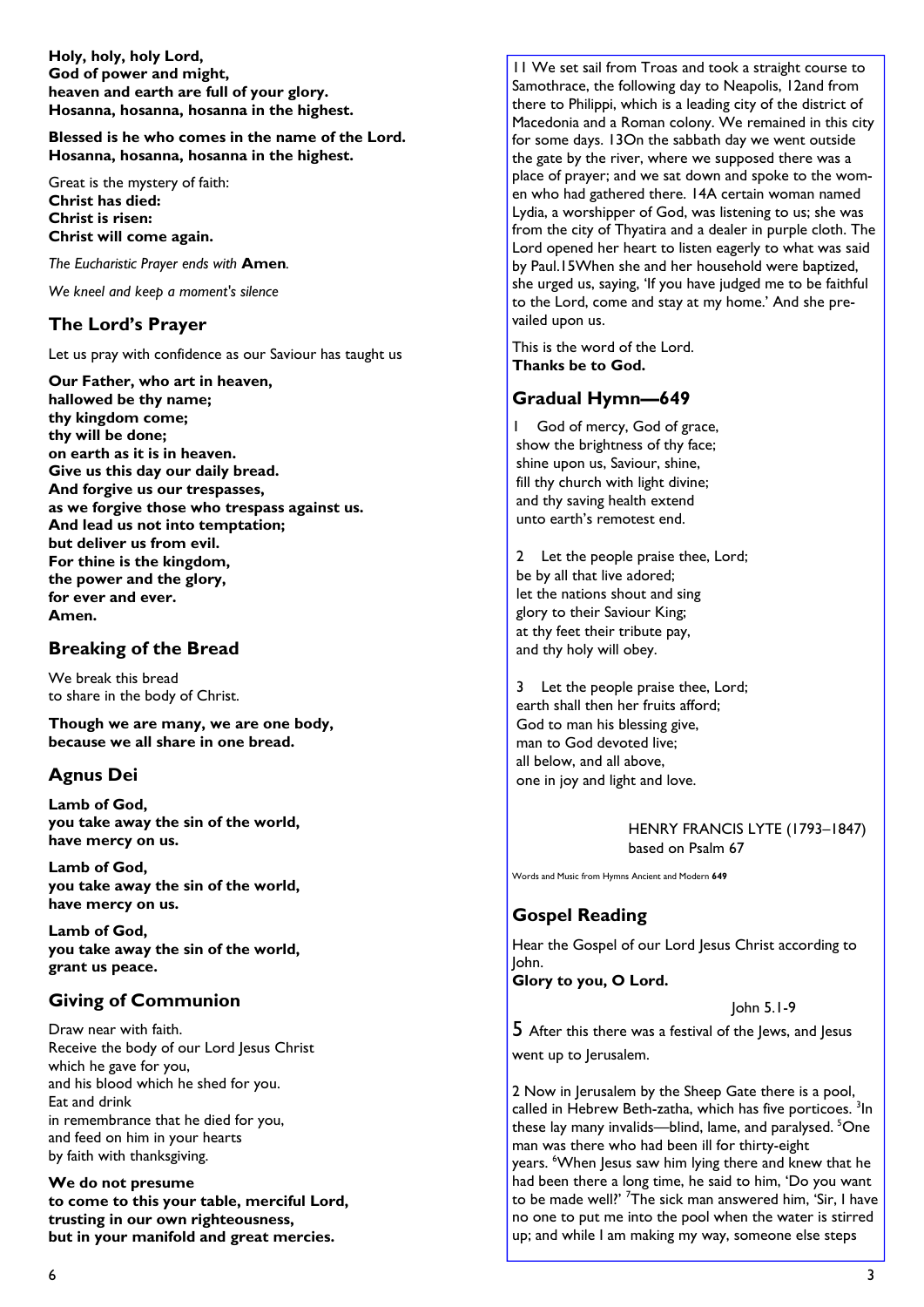**Holy, holy, holy Lord,**
**God of power and might,**
**heaven and earth are full of your glory.**
**Hosanna, hosanna, hosanna in the highest.**

**Blessed is he who comes in the name of the Lord.**
**Hosanna, hosanna, hosanna in the highest.**

Great is the mystery of faith:
**Christ has died:**
**Christ is risen:**
**Christ will come again.**

*The Eucharistic Prayer ends with* **Amen***.*

*We kneel and keep a moment's silence*

## The Lord's Prayer

Let us pray with confidence as our Saviour has taught us

**Our Father, who art in heaven,**
**hallowed be thy name;**
**thy kingdom come;**
**thy will be done;**
**on earth as it is in heaven.**
**Give us this day our daily bread.**
**And forgive us our trespasses,**
**as we forgive those who trespass against us.**
**And lead us not into temptation;**
**but deliver us from evil.**
**For thine is the kingdom,**
**the power and the glory,**
**for ever and ever.**
**Amen.**

## Breaking of the Bread

We break this bread
to share in the body of Christ.

**Though we are many, we are one body,**
**because we all share in one bread.**

## Agnus Dei

**Lamb of God,**
**you take away the sin of the world,**
**have mercy on us.**

**Lamb of God,**
**you take away the sin of the world,**
**have mercy on us.**

**Lamb of God,**
**you take away the sin of the world,**
**grant us peace.**

## Giving of Communion

Draw near with faith.
Receive the body of our Lord Jesus Christ
which he gave for you,
and his blood which he shed for you.
Eat and drink
in remembrance that he died for you,
and feed on him in your hearts
by faith with thanksgiving.

**We do not presume**
**to come to this your table, merciful Lord,**
**trusting in our own righteousness,**
**but in your manifold and great mercies.**

11 We set sail from Troas and took a straight course to Samothrace, the following day to Neapolis, 12and from there to Philippi, which is a leading city of the district of Macedonia and a Roman colony. We remained in this city for some days. 13On the sabbath day we went outside the gate by the river, where we supposed there was a place of prayer; and we sat down and spoke to the women who had gathered there. 14A certain woman named Lydia, a worshipper of God, was listening to us; she was from the city of Thyatira and a dealer in purple cloth. The Lord opened her heart to listen eagerly to what was said by Paul.15When she and her household were baptized, she urged us, saying, 'If you have judged me to be faithful to the Lord, come and stay at my home.' And she prevailed upon us.

This is the word of the Lord.
**Thanks be to God.**

## Gradual Hymn—649

1 God of mercy, God of grace,
show the brightness of thy face;
shine upon us, Saviour, shine,
fill thy church with light divine;
and thy saving health extend
unto earth's remotest end.

2 Let the people praise thee, Lord;
be by all that live adored;
let the nations shout and sing
glory to their Saviour King;
at thy feet their tribute pay,
and thy holy will obey.

3 Let the people praise thee, Lord;
earth shall then her fruits afford;
God to man his blessing give,
man to God devoted live;
all below, and all above,
one in joy and light and love.

HENRY FRANCIS LYTE (1793–1847)
based on Psalm 67

Words and Music from Hymns Ancient and Modern **649**

## Gospel Reading

Hear the Gospel of our Lord Jesus Christ according to John.
**Glory to you, O Lord.**

John 5.1-9

5 After this there was a festival of the Jews, and Jesus went up to Jerusalem.

2 Now in Jerusalem by the Sheep Gate there is a pool, called in Hebrew Beth-zatha, which has five porticoes. 3In these lay many invalids—blind, lame, and paralysed. 5One man was there who had been ill for thirty-eight years. 6When Jesus saw him lying there and knew that he had been there a long time, he said to him, 'Do you want to be made well?' 7The sick man answered him, 'Sir, I have no one to put me into the pool when the water is stirred up; and while I am making my way, someone else steps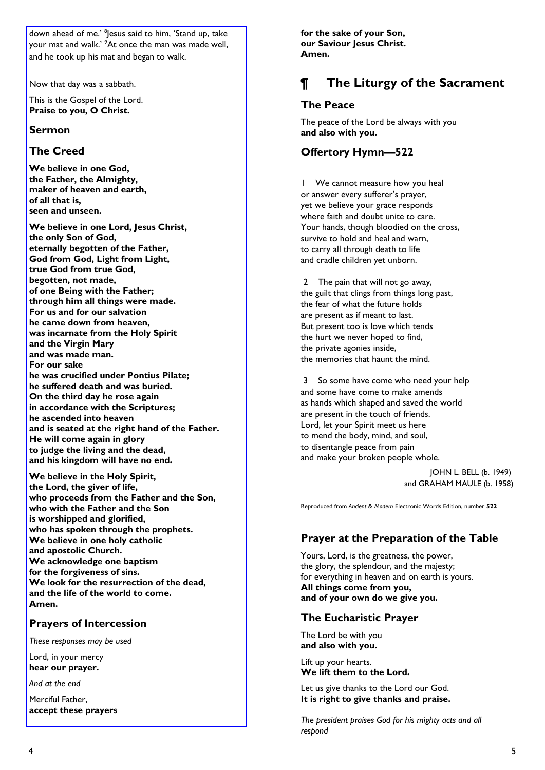down ahead of me.' [8]Jesus said to him, 'Stand up, take your mat and walk.' [9]At once the man was made well, and he took up his mat and began to walk.

Now that day was a sabbath.

This is the Gospel of the Lord.
**Praise to you, O Christ.**

### Sermon

### The Creed

**We believe in one God,
the Father, the Almighty,
maker of heaven and earth,
of all that is,
seen and unseen.**

**We believe in one Lord, Jesus Christ,
the only Son of God,
eternally begotten of the Father,
God from God, Light from Light,
true God from true God,
begotten, not made,
of one Being with the Father;
through him all things were made.
For us and for our salvation
he came down from heaven,
was incarnate from the Holy Spirit
and the Virgin Mary
and was made man.
For our sake
he was crucified under Pontius Pilate;
he suffered death and was buried.
On the third day he rose again
in accordance with the Scriptures;
he ascended into heaven
and is seated at the right hand of the Father.
He will come again in glory
to judge the living and the dead,
and his kingdom will have no end.**

**We believe in the Holy Spirit,
the Lord, the giver of life,
who proceeds from the Father and the Son,
who with the Father and the Son
is worshipped and glorified,
who has spoken through the prophets.
We believe in one holy catholic
and apostolic Church.
We acknowledge one baptism
for the forgiveness of sins.
We look for the resurrection of the dead,
and the life of the world to come.
Amen.**

### Prayers of Intercession

*These responses may be used*

Lord, in your mercy
**hear our prayer.**

*And at the end*

Merciful Father,
**accept these prayers
for the sake of your Son,
our Saviour Jesus Christ.
Amen.**

## ¶ The Liturgy of the Sacrament

### The Peace

The peace of the Lord be always with you
**and also with you.**

### Offertory Hymn—522

1 We cannot measure how you heal
or answer every sufferer's prayer,
yet we believe your grace responds
where faith and doubt unite to care.
Your hands, though bloodied on the cross,
survive to hold and heal and warn,
to carry all through death to life
and cradle children yet unborn.

2 The pain that will not go away,
the guilt that clings from things long past,
the fear of what the future holds
are present as if meant to last.
But present too is love which tends
the hurt we never hoped to find,
the private agonies inside,
the memories that haunt the mind.

3 So some have come who need your help
and some have come to make amends
as hands which shaped and saved the world
are present in the touch of friends.
Lord, let your Spirit meet us here
to mend the body, mind, and soul,
to disentangle peace from pain
and make your broken people whole.

JOHN L. BELL (b. 1949)
and GRAHAM MAULE (b. 1958)

Reproduced from *Ancient & Modern* Electronic Words Edition, number **522**

### Prayer at the Preparation of the Table

Yours, Lord, is the greatness, the power,
the glory, the splendour, and the majesty;
for everything in heaven and on earth is yours.
**All things come from you,
and of your own do we give you.**

### The Eucharistic Prayer

The Lord be with you
**and also with you.**

Lift up your hearts.
**We lift them to the Lord.**

Let us give thanks to the Lord our God.
**It is right to give thanks and praise.**

*The president praises God for his mighty acts and all respond*